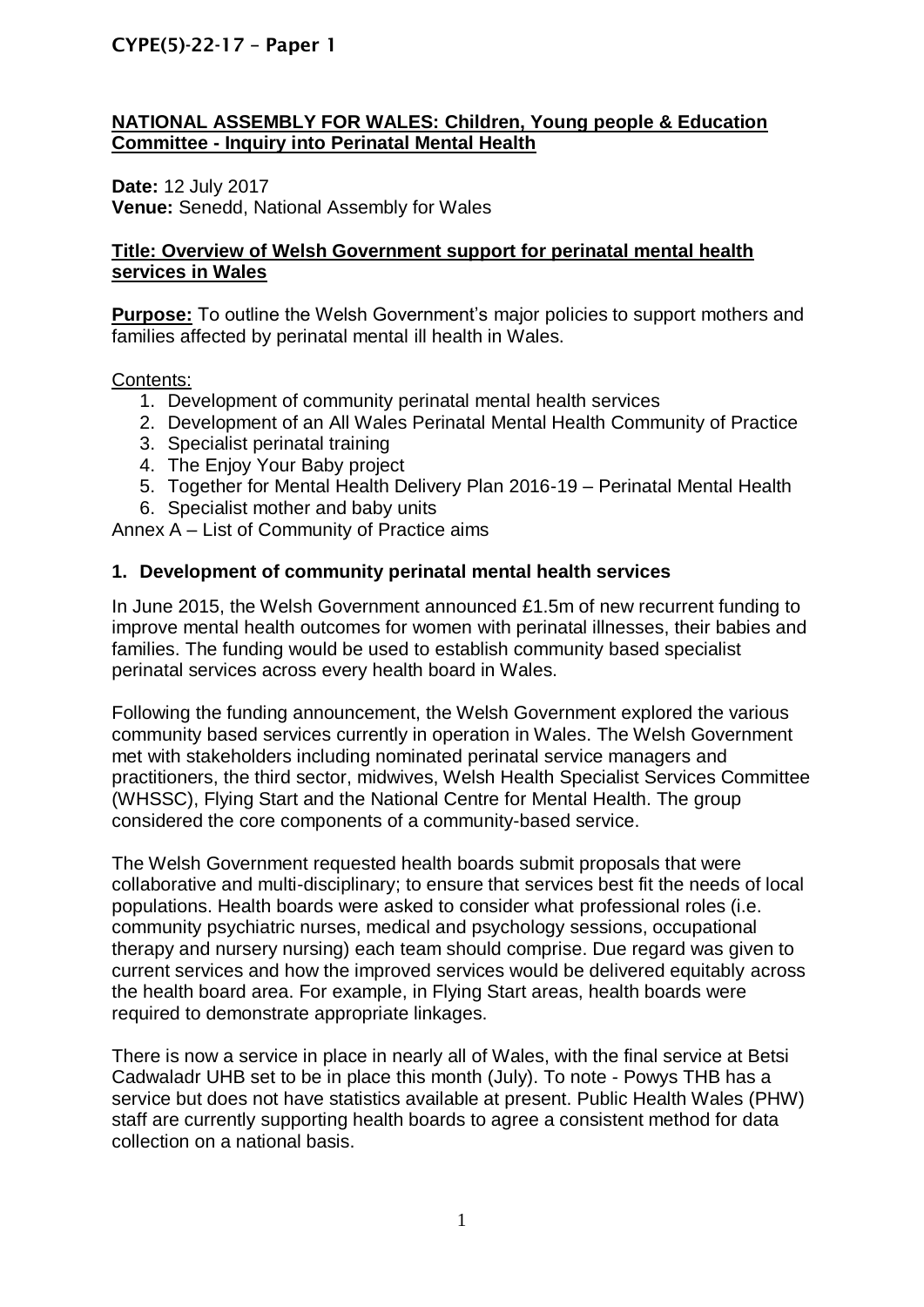CYPE(5)-22-17 – Paper 1

## NATIONAL ASSEMBLY FOR WALES: Children, Young people & Education Committee - Inquiry into Perinatal Mental Health

**Date:** 12 July 2017
**Venue:** Senedd, National Assembly for Wales

## Title: Overview of Welsh Government support for perinatal mental health services in Wales

**Purpose:** To outline the Welsh Government's major policies to support mothers and families affected by perinatal mental ill health in Wales.

Contents:

1. Development of community perinatal mental health services
2. Development of an All Wales Perinatal Mental Health Community of Practice
3. Specialist perinatal training
4. The Enjoy Your Baby project
5. Together for Mental Health Delivery Plan 2016-19 – Perinatal Mental Health
6. Specialist mother and baby units

Annex A – List of Community of Practice aims

### 1. Development of community perinatal mental health services

In June 2015, the Welsh Government announced £1.5m of new recurrent funding to improve mental health outcomes for women with perinatal illnesses, their babies and families. The funding would be used to establish community based specialist perinatal services across every health board in Wales.

Following the funding announcement, the Welsh Government explored the various community based services currently in operation in Wales. The Welsh Government met with stakeholders including nominated perinatal service managers and practitioners, the third sector, midwives, Welsh Health Specialist Services Committee (WHSSC), Flying Start and the National Centre for Mental Health. The group considered the core components of a community-based service.

The Welsh Government requested health boards submit proposals that were collaborative and multi-disciplinary; to ensure that services best fit the needs of local populations. Health boards were asked to consider what professional roles (i.e. community psychiatric nurses, medical and psychology sessions, occupational therapy and nursery nursing) each team should comprise. Due regard was given to current services and how the improved services would be delivered equitably across the health board area. For example, in Flying Start areas, health boards were required to demonstrate appropriate linkages.

There is now a service in place in nearly all of Wales, with the final service at Betsi Cadwaladr UHB set to be in place this month (July). To note - Powys THB has a service but does not have statistics available at present. Public Health Wales (PHW) staff are currently supporting health boards to agree a consistent method for data collection on a national basis.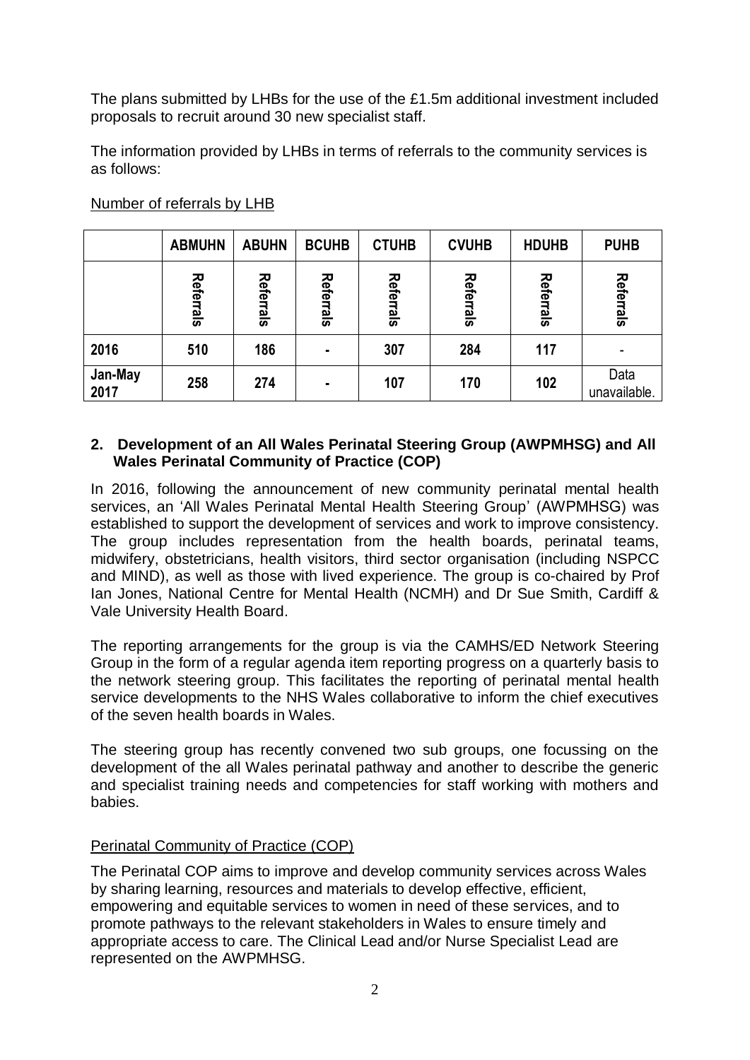The plans submitted by LHBs for the use of the £1.5m additional investment included proposals to recruit around 30 new specialist staff.

The information provided by LHBs in terms of referrals to the community services is as follows:

Number of referrals by LHB

| | ABMUHN | ABUHN | BCUHB | CTUHB | CVUHB | HDUHB | PUHB |
|---|---|---|---|---|---|---|---|
| | Referrals | Referrals | Referrals | Referrals | Referrals | Referrals | Referrals |
| **2016** | 510 | 186 | - | 307 | 284 | 117 | - |
| **Jan-May 2017** | 258 | 274 | - | 107 | 170 | 102 | Data unavailable. |

## 2. Development of an All Wales Perinatal Steering Group (AWPMHSG) and All Wales Perinatal Community of Practice (COP)

In 2016, following the announcement of new community perinatal mental health services, an 'All Wales Perinatal Mental Health Steering Group' (AWPMHSG) was established to support the development of services and work to improve consistency. The group includes representation from the health boards, perinatal teams, midwifery, obstetricians, health visitors, third sector organisation (including NSPCC and MIND), as well as those with lived experience. The group is co-chaired by Prof Ian Jones, National Centre for Mental Health (NCMH) and Dr Sue Smith, Cardiff & Vale University Health Board.

The reporting arrangements for the group is via the CAMHS/ED Network Steering Group in the form of a regular agenda item reporting progress on a quarterly basis to the network steering group. This facilitates the reporting of perinatal mental health service developments to the NHS Wales collaborative to inform the chief executives of the seven health boards in Wales.

The steering group has recently convened two sub groups, one focussing on the development of the all Wales perinatal pathway and another to describe the generic and specialist training needs and competencies for staff working with mothers and babies.

Perinatal Community of Practice (COP)

The Perinatal COP aims to improve and develop community services across Wales by sharing learning, resources and materials to develop effective, efficient, empowering and equitable services to women in need of these services, and to promote pathways to the relevant stakeholders in Wales to ensure timely and appropriate access to care. The Clinical Lead and/or Nurse Specialist Lead are represented on the AWPMHSG.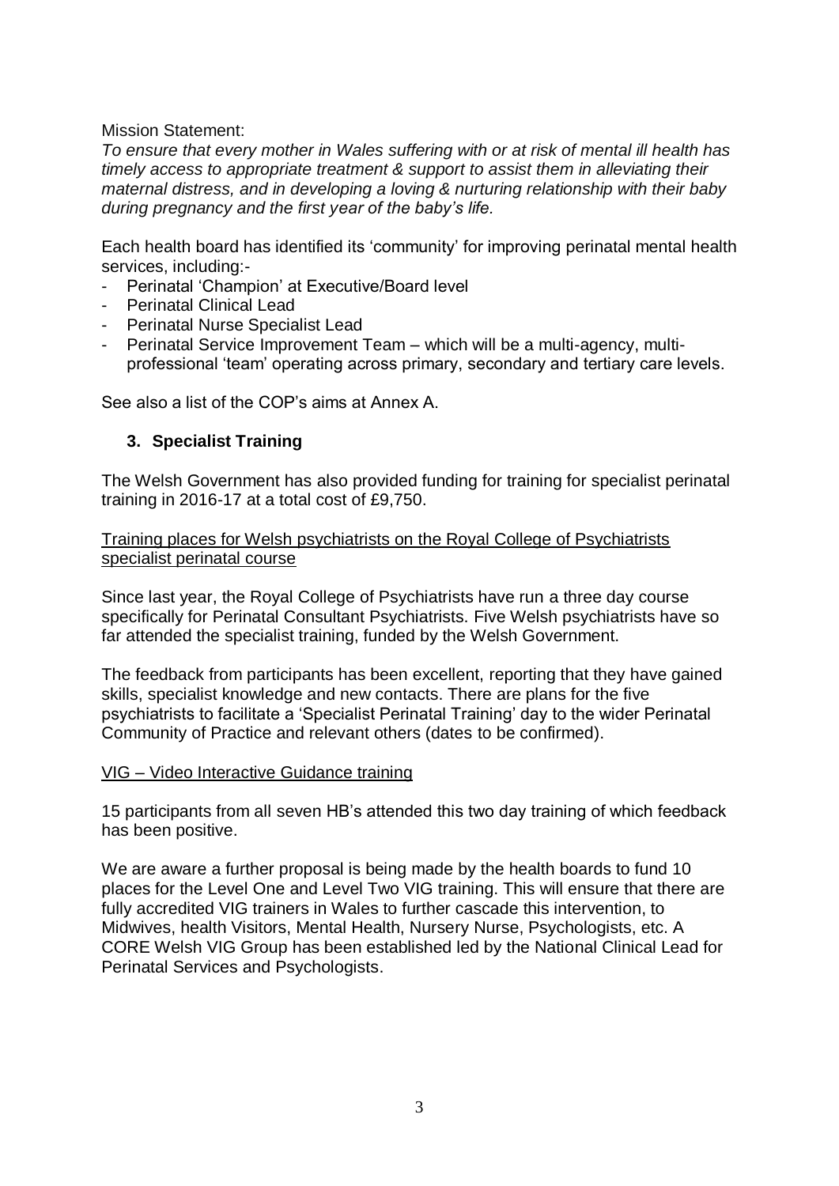Mission Statement:

*To ensure that every mother in Wales suffering with or at risk of mental ill health has timely access to appropriate treatment & support to assist them in alleviating their maternal distress, and in developing a loving & nurturing relationship with their baby during pregnancy and the first year of the baby's life.*

Each health board has identified its 'community' for improving perinatal mental health services, including:-

- Perinatal 'Champion' at Executive/Board level
- Perinatal Clinical Lead
- Perinatal Nurse Specialist Lead
- Perinatal Service Improvement Team – which will be a multi-agency, multi-professional 'team' operating across primary, secondary and tertiary care levels.

See also a list of the COP's aims at Annex A.

## 3. Specialist Training

The Welsh Government has also provided funding for training for specialist perinatal training in 2016-17 at a total cost of £9,750.

<u>Training places for Welsh psychiatrists on the Royal College of Psychiatrists specialist perinatal course</u>

Since last year, the Royal College of Psychiatrists have run a three day course specifically for Perinatal Consultant Psychiatrists. Five Welsh psychiatrists have so far attended the specialist training, funded by the Welsh Government.

The feedback from participants has been excellent, reporting that they have gained skills, specialist knowledge and new contacts. There are plans for the five psychiatrists to facilitate a 'Specialist Perinatal Training' day to the wider Perinatal Community of Practice and relevant others (dates to be confirmed).

<u>VIG – Video Interactive Guidance training</u>

15 participants from all seven HB's attended this two day training of which feedback has been positive.

We are aware a further proposal is being made by the health boards to fund 10 places for the Level One and Level Two VIG training. This will ensure that there are fully accredited VIG trainers in Wales to further cascade this intervention, to Midwives, health Visitors, Mental Health, Nursery Nurse, Psychologists, etc. A CORE Welsh VIG Group has been established led by the National Clinical Lead for Perinatal Services and Psychologists.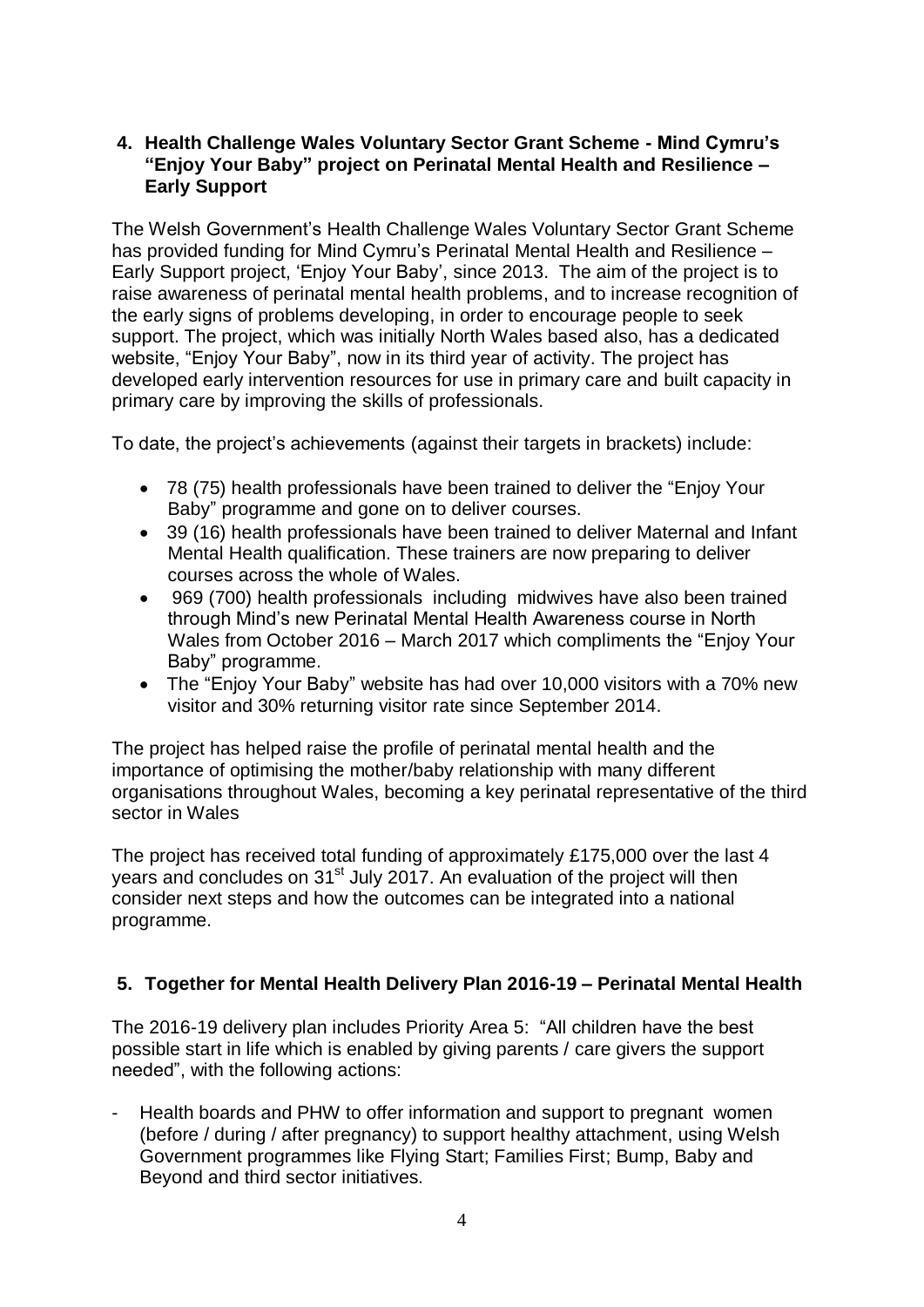## 4. Health Challenge Wales Voluntary Sector Grant Scheme - Mind Cymru's "Enjoy Your Baby" project on Perinatal Mental Health and Resilience – Early Support

The Welsh Government's Health Challenge Wales Voluntary Sector Grant Scheme has provided funding for Mind Cymru's Perinatal Mental Health and Resilience – Early Support project, 'Enjoy Your Baby', since 2013. The aim of the project is to raise awareness of perinatal mental health problems, and to increase recognition of the early signs of problems developing, in order to encourage people to seek support. The project, which was initially North Wales based also, has a dedicated website, "Enjoy Your Baby", now in its third year of activity. The project has developed early intervention resources for use in primary care and built capacity in primary care by improving the skills of professionals.

To date, the project's achievements (against their targets in brackets) include:

- 78 (75) health professionals have been trained to deliver the "Enjoy Your Baby" programme and gone on to deliver courses.
- 39 (16) health professionals have been trained to deliver Maternal and Infant Mental Health qualification. These trainers are now preparing to deliver courses across the whole of Wales.
- 969 (700) health professionals including midwives have also been trained through Mind's new Perinatal Mental Health Awareness course in North Wales from October 2016 – March 2017 which compliments the "Enjoy Your Baby" programme.
- The "Enjoy Your Baby" website has had over 10,000 visitors with a 70% new visitor and 30% returning visitor rate since September 2014.

The project has helped raise the profile of perinatal mental health and the importance of optimising the mother/baby relationship with many different organisations throughout Wales, becoming a key perinatal representative of the third sector in Wales

The project has received total funding of approximately £175,000 over the last 4 years and concludes on 31st July 2017. An evaluation of the project will then consider next steps and how the outcomes can be integrated into a national programme.

## 5. Together for Mental Health Delivery Plan 2016-19 – Perinatal Mental Health

The 2016-19 delivery plan includes Priority Area 5: "All children have the best possible start in life which is enabled by giving parents / care givers the support needed", with the following actions:

- Health boards and PHW to offer information and support to pregnant women (before / during / after pregnancy) to support healthy attachment, using Welsh Government programmes like Flying Start; Families First; Bump, Baby and Beyond and third sector initiatives.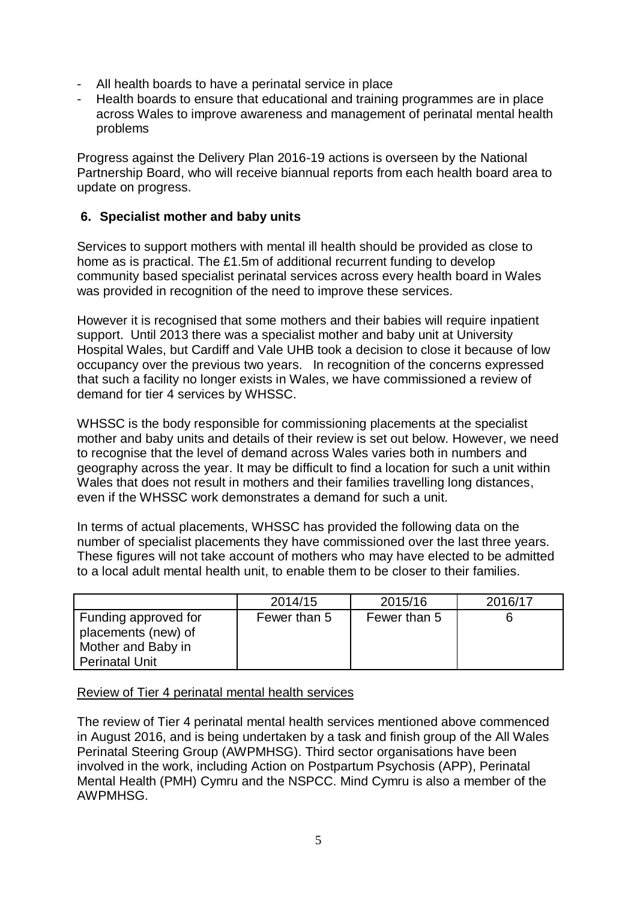- All health boards to have a perinatal service in place
- Health boards to ensure that educational and training programmes are in place across Wales to improve awareness and management of perinatal mental health problems

Progress against the Delivery Plan 2016-19 actions is overseen by the National Partnership Board, who will receive biannual reports from each health board area to update on progress.

## 6. Specialist mother and baby units

Services to support mothers with mental ill health should be provided as close to home as is practical. The £1.5m of additional recurrent funding to develop community based specialist perinatal services across every health board in Wales was provided in recognition of the need to improve these services.

However it is recognised that some mothers and their babies will require inpatient support. Until 2013 there was a specialist mother and baby unit at University Hospital Wales, but Cardiff and Vale UHB took a decision to close it because of low occupancy over the previous two years. In recognition of the concerns expressed that such a facility no longer exists in Wales, we have commissioned a review of demand for tier 4 services by WHSSC.

WHSSC is the body responsible for commissioning placements at the specialist mother and baby units and details of their review is set out below. However, we need to recognise that the level of demand across Wales varies both in numbers and geography across the year. It may be difficult to find a location for such a unit within Wales that does not result in mothers and their families travelling long distances, even if the WHSSC work demonstrates a demand for such a unit.

In terms of actual placements, WHSSC has provided the following data on the number of specialist placements they have commissioned over the last three years. These figures will not take account of mothers who may have elected to be admitted to a local adult mental health unit, to enable them to be closer to their families.

| | 2014/15 | 2015/16 | 2016/17 |
|---|---|---|---|
| Funding approved for placements (new) of Mother and Baby in Perinatal Unit | Fewer than 5 | Fewer than 5 | 6 |

Review of Tier 4 perinatal mental health services

The review of Tier 4 perinatal mental health services mentioned above commenced in August 2016, and is being undertaken by a task and finish group of the All Wales Perinatal Steering Group (AWPMHSG). Third sector organisations have been involved in the work, including Action on Postpartum Psychosis (APP), Perinatal Mental Health (PMH) Cymru and the NSPCC. Mind Cymru is also a member of the AWPMHSG.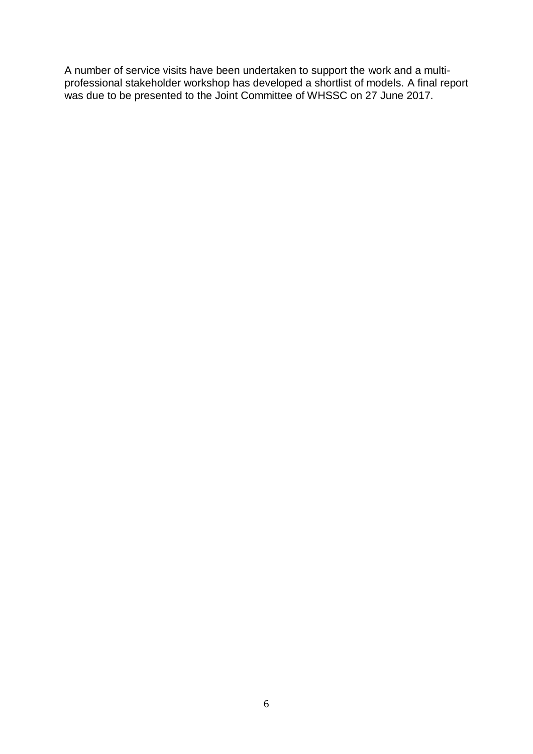A number of service visits have been undertaken to support the work and a multi-professional stakeholder workshop has developed a shortlist of models. A final report was due to be presented to the Joint Committee of WHSSC on 27 June 2017.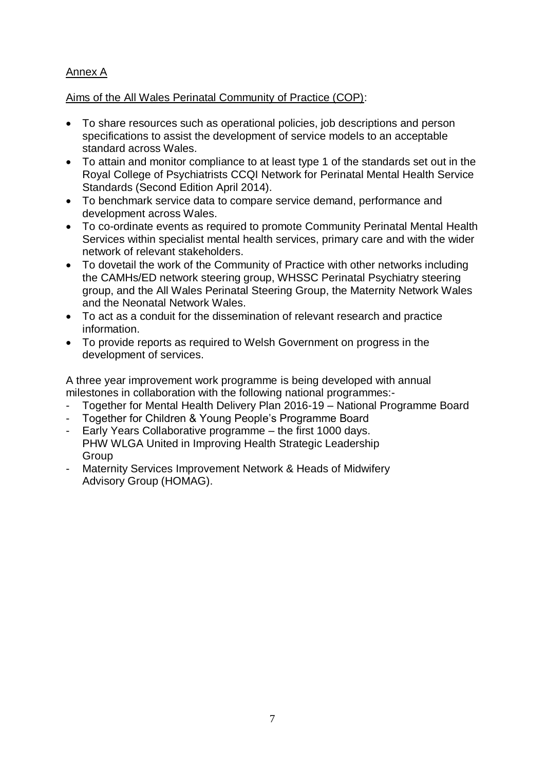Annex A

Aims of the All Wales Perinatal Community of Practice (COP):

- To share resources such as operational policies, job descriptions and person specifications to assist the development of service models to an acceptable standard across Wales.
- To attain and monitor compliance to at least type 1 of the standards set out in the Royal College of Psychiatrists CCQI Network for Perinatal Mental Health Service Standards (Second Edition April 2014).
- To benchmark service data to compare service demand, performance and development across Wales.
- To co-ordinate events as required to promote Community Perinatal Mental Health Services within specialist mental health services, primary care and with the wider network of relevant stakeholders.
- To dovetail the work of the Community of Practice with other networks including the CAMHs/ED network steering group, WHSSC Perinatal Psychiatry steering group, and the All Wales Perinatal Steering Group, the Maternity Network Wales and the Neonatal Network Wales.
- To act as a conduit for the dissemination of relevant research and practice information.
- To provide reports as required to Welsh Government on progress in the development of services.

A three year improvement work programme is being developed with annual milestones in collaboration with the following national programmes:-

- Together for Mental Health Delivery Plan 2016-19 – National Programme Board
- Together for Children & Young People's Programme Board
- Early Years Collaborative programme – the first 1000 days.
  PHW WLGA United in Improving Health Strategic Leadership Group
- Maternity Services Improvement Network & Heads of Midwifery Advisory Group (HOMAG).